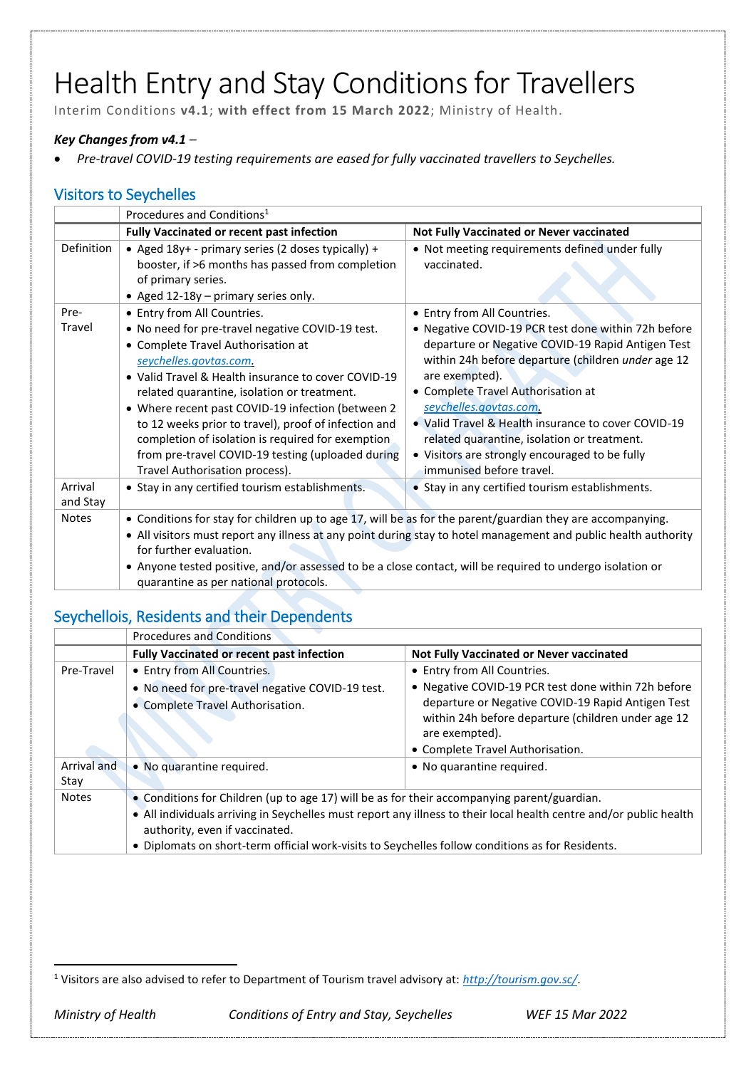# Health Entry and Stay Conditions for Travellers

Interim Conditions **v4.1**; **with effect from 15 March 2022**; Ministry of Health.

***Key Changes from v4.1*** *–*

- *Pre-travel COVID-19 testing requirements are eased for fully vaccinated travellers to Seychelles.*

## Visitors to Seychelles

| | Procedures and Conditions[1] | |
|---|---|---|
| | **Fully Vaccinated or recent past infection** | **Not Fully Vaccinated or Never vaccinated** |
| Definition | • Aged 18y+ - primary series (2 doses typically) + booster, if >6 months has passed from completion of primary series.<br>• Aged 12-18y – primary series only. | • Not meeting requirements defined under fully vaccinated. |
| Pre-Travel | • Entry from All Countries.<br>• No need for pre-travel negative COVID-19 test.<br>• Complete Travel Authorisation at *seychelles.govtas.com*.<br>• Valid Travel & Health insurance to cover COVID-19 related quarantine, isolation or treatment.<br>• Where recent past COVID-19 infection (between 2 to 12 weeks prior to travel), proof of infection and completion of isolation is required for exemption from pre-travel COVID-19 testing (uploaded during Travel Authorisation process). | • Entry from All Countries.<br>• Negative COVID-19 PCR test done within 72h before departure or Negative COVID-19 Rapid Antigen Test within 24h before departure (children *under* age 12 are exempted).<br>• Complete Travel Authorisation at *seychelles.govtas.com*.<br>• Valid Travel & Health insurance to cover COVID-19 related quarantine, isolation or treatment.<br>• Visitors are strongly encouraged to be fully immunised before travel. |
| Arrival and Stay | • Stay in any certified tourism establishments. | • Stay in any certified tourism establishments. |
| Notes | • Conditions for stay for children up to age 17, will be as for the parent/guardian they are accompanying.<br>• All visitors must report any illness at any point during stay to hotel management and public health authority for further evaluation.<br>• Anyone tested positive, and/or assessed to be a close contact, will be required to undergo isolation or quarantine as per national protocols. | |

## Seychellois, Residents and their Dependents

| | Procedures and Conditions | |
|---|---|---|
| | **Fully Vaccinated or recent past infection** | **Not Fully Vaccinated or Never vaccinated** |
| Pre-Travel | • Entry from All Countries.<br>• No need for pre-travel negative COVID-19 test.<br>• Complete Travel Authorisation. | • Entry from All Countries.<br>• Negative COVID-19 PCR test done within 72h before departure or Negative COVID-19 Rapid Antigen Test within 24h before departure (children under age 12 are exempted).<br>• Complete Travel Authorisation. |
| Arrival and Stay | • No quarantine required. | • No quarantine required. |
| Notes | • Conditions for Children (up to age 17) will be as for their accompanying parent/guardian.<br>• All individuals arriving in Seychelles must report any illness to their local health centre and/or public health authority, even if vaccinated.<br>• Diplomats on short-term official work-visits to Seychelles follow conditions as for Residents. | |

[1] Visitors are also advised to refer to Department of Tourism travel advisory at: *http://tourism.gov.sc/*.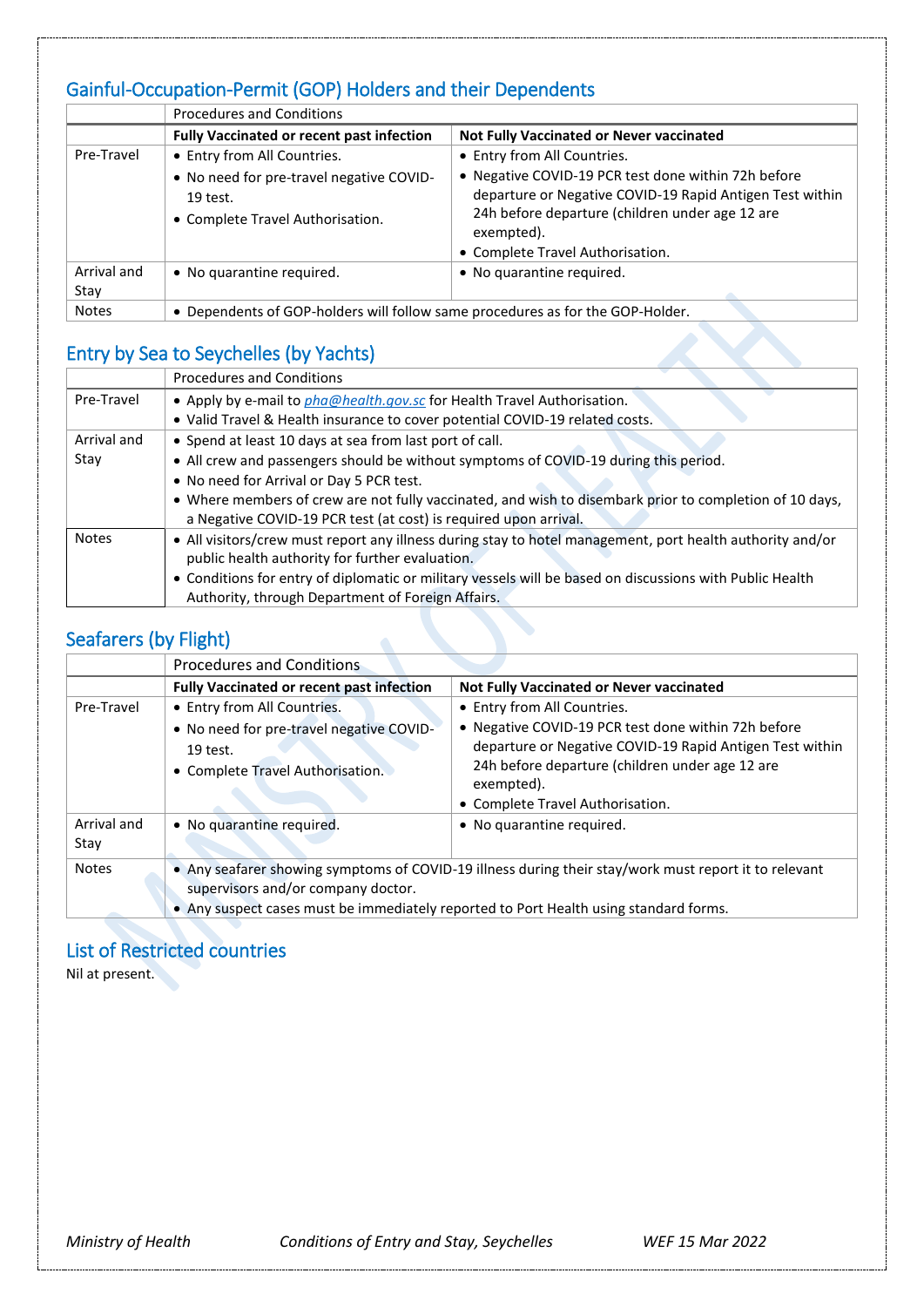## Gainful-Occupation-Permit (GOP) Holders and their Dependents

| | Procedures and Conditions | |
|---|---|---|
| | **Fully Vaccinated or recent past infection** | **Not Fully Vaccinated or Never vaccinated** |
| Pre-Travel | • Entry from All Countries.<br>• No need for pre-travel negative COVID-19 test.<br>• Complete Travel Authorisation. | • Entry from All Countries.<br>• Negative COVID-19 PCR test done within 72h before departure or Negative COVID-19 Rapid Antigen Test within 24h before departure (children under age 12 are exempted).<br>• Complete Travel Authorisation. |
| Arrival and Stay | • No quarantine required. | • No quarantine required. |
| Notes | • Dependents of GOP-holders will follow same procedures as for the GOP-Holder. | |

## Entry by Sea to Seychelles (by Yachts)

| | Procedures and Conditions |
|---|---|
| Pre-Travel | • Apply by e-mail to *pha@health.gov.sc* for Health Travel Authorisation.<br>• Valid Travel & Health insurance to cover potential COVID-19 related costs. |
| Arrival and Stay | • Spend at least 10 days at sea from last port of call.<br>• All crew and passengers should be without symptoms of COVID-19 during this period.<br>• No need for Arrival or Day 5 PCR test.<br>• Where members of crew are not fully vaccinated, and wish to disembark prior to completion of 10 days, a Negative COVID-19 PCR test (at cost) is required upon arrival. |
| Notes | • All visitors/crew must report any illness during stay to hotel management, port health authority and/or public health authority for further evaluation.<br>• Conditions for entry of diplomatic or military vessels will be based on discussions with Public Health Authority, through Department of Foreign Affairs. |

## Seafarers (by Flight)

| | Procedures and Conditions | |
|---|---|---|
| | **Fully Vaccinated or recent past infection** | **Not Fully Vaccinated or Never vaccinated** |
| Pre-Travel | • Entry from All Countries.<br>• No need for pre-travel negative COVID-19 test.<br>• Complete Travel Authorisation. | • Entry from All Countries.<br>• Negative COVID-19 PCR test done within 72h before departure or Negative COVID-19 Rapid Antigen Test within 24h before departure (children under age 12 are exempted).<br>• Complete Travel Authorisation. |
| Arrival and Stay | • No quarantine required. | • No quarantine required. |
| Notes | • Any seafarer showing symptoms of COVID-19 illness during their stay/work must report it to relevant supervisors and/or company doctor.<br>• Any suspect cases must be immediately reported to Port Health using standard forms. | |

## List of Restricted countries

Nil at present.